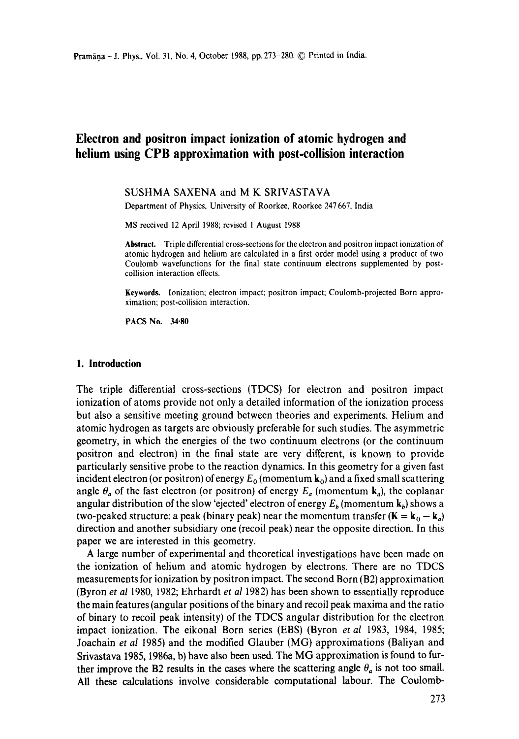# Electron and positron impact ionization of atomic hydrogen and helium using CPB approximation with post-collision interaction

SUSHMA SAXENA and M K SRIVASTAVA

Department of Physics, University of Roorkee, Roorkee 247 667, India

MS received 12 April 1988; revised 1 August 1988

**Abstract.** Triple differential cross-sections for the electron and positron impact ionization of atomic hydrogen and helium are calculated in a first order model using a product of two Coulomb wavefunctions for the final state continuum electrons supplemented by post-collision interaction effects.

**Keywords.** Ionization; electron impact; positron impact; Coulomb-projected Born approximation; post-collision interaction.

**PACS No.** 34·80

## 1. Introduction

The triple differential cross-sections (TDCS) for electron and positron impact ionization of atoms provide not only a detailed information of the ionization process but also a sensitive meeting ground between theories and experiments. Helium and atomic hydrogen as targets are obviously preferable for such studies. The asymmetric geometry, in which the energies of the two continuum electrons (or the continuum positron and electron) in the final state are very different, is known to provide particularly sensitive probe to the reaction dynamics. In this geometry for a given fast incident electron (or positron) of energy $E_0$ (momentum $\mathbf{k}_0$) and a fixed small scattering angle $\theta_a$ of the fast electron (or positron) of energy $E_a$ (momentum $\mathbf{k}_a$), the coplanar angular distribution of the slow 'ejected' electron of energy $E_b$ (momentum $\mathbf{k}_b$) shows a two-peaked structure: a peak (binary peak) near the momentum transfer ($\mathbf{K} = \mathbf{k}_0 - \mathbf{k}_a$) direction and another subsidiary one (recoil peak) near the opposite direction. In this paper we are interested in this geometry.

A large number of experimental and theoretical investigations have been made on the ionization of helium and atomic hydrogen by electrons. There are no TDCS measurements for ionization by positron impact. The second Born (B2) approximation (Byron *et al* 1980, 1982; Ehrhardt *et al* 1982) has been shown to essentially reproduce the main features (angular positions of the binary and recoil peak maxima and the ratio of binary to recoil peak intensity) of the TDCS angular distribution for the electron impact ionization. The eikonal Born series (EBS) (Byron *et al* 1983, 1984, 1985; Joachain *et al* 1985) and the modified Glauber (MG) approximations (Baliyan and Srivastava 1985, 1986a, b) have also been used. The MG approximation is found to further improve the B2 results in the cases where the scattering angle $\theta_a$ is not too small. All these calculations involve considerable computational labour. The Coulomb-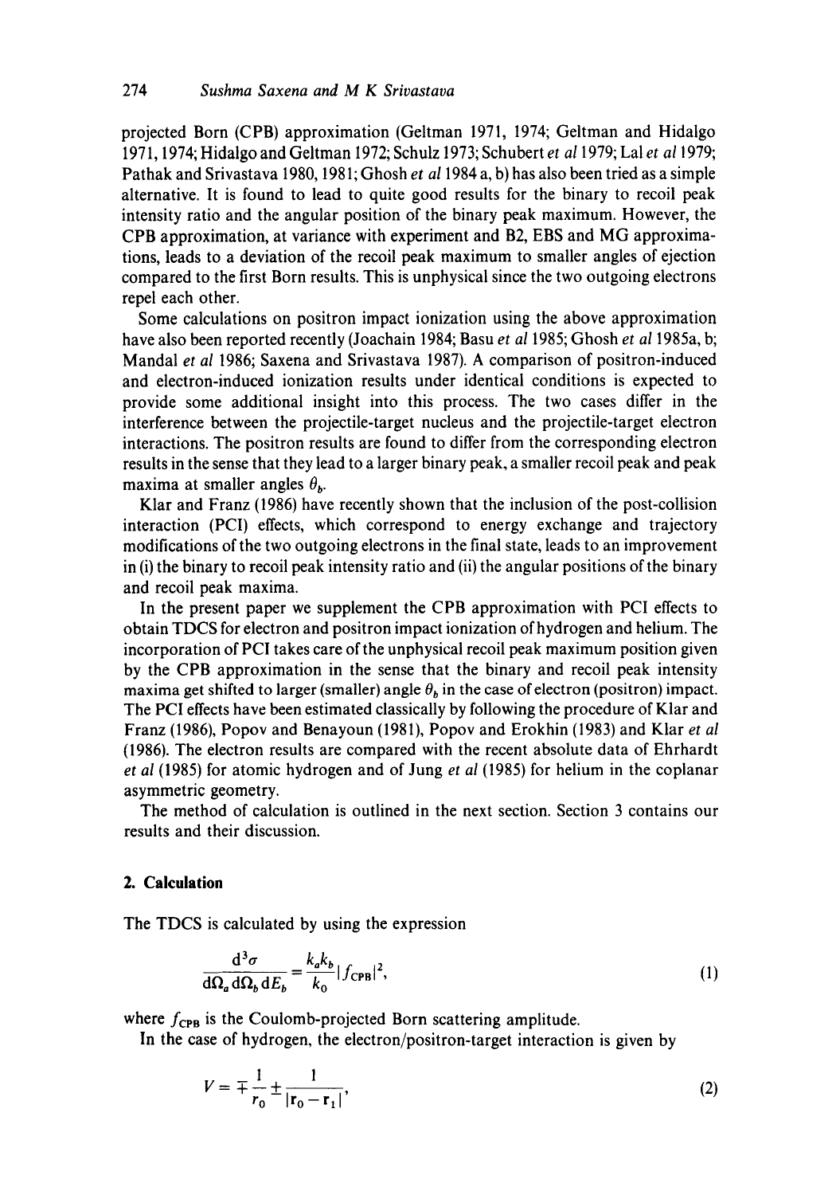projected Born (CPB) approximation (Geltman 1971, 1974; Geltman and Hidalgo 1971, 1974; Hidalgo and Geltman 1972; Schulz 1973; Schubert *et al* 1979; Lal *et al* 1979; Pathak and Srivastava 1980, 1981; Ghosh *et al* 1984 a, b) has also been tried as a simple alternative. It is found to lead to quite good results for the binary to recoil peak intensity ratio and the angular position of the binary peak maximum. However, the CPB approximation, at variance with experiment and B2, EBS and MG approximations, leads to a deviation of the recoil peak maximum to smaller angles of ejection compared to the first Born results. This is unphysical since the two outgoing electrons repel each other.

Some calculations on positron impact ionization using the above approximation have also been reported recently (Joachain 1984; Basu *et al* 1985; Ghosh *et al* 1985a, b; Mandal *et al* 1986; Saxena and Srivastava 1987). A comparison of positron-induced and electron-induced ionization results under identical conditions is expected to provide some additional insight into this process. The two cases differ in the interference between the projectile-target nucleus and the projectile-target electron interactions. The positron results are found to differ from the corresponding electron results in the sense that they lead to a larger binary peak, a smaller recoil peak and peak maxima at smaller angles $\theta_b$.

Klar and Franz (1986) have recently shown that the inclusion of the post-collision interaction (PCI) effects, which correspond to energy exchange and trajectory modifications of the two outgoing electrons in the final state, leads to an improvement in (i) the binary to recoil peak intensity ratio and (ii) the angular positions of the binary and recoil peak maxima.

In the present paper we supplement the CPB approximation with PCI effects to obtain TDCS for electron and positron impact ionization of hydrogen and helium. The incorporation of PCI takes care of the unphysical recoil peak maximum position given by the CPB approximation in the sense that the binary and recoil peak intensity maxima get shifted to larger (smaller) angle $\theta_b$ in the case of electron (positron) impact. The PCI effects have been estimated classically by following the procedure of Klar and Franz (1986), Popov and Benayoun (1981), Popov and Erokhin (1983) and Klar *et al* (1986). The electron results are compared with the recent absolute data of Ehrhardt *et al* (1985) for atomic hydrogen and of Jung *et al* (1985) for helium in the coplanar asymmetric geometry.

The method of calculation is outlined in the next section. Section 3 contains our results and their discussion.

## 2. Calculation

The TDCS is calculated by using the expression

$$\frac{\mathrm{d}^3\sigma}{\mathrm{d}\Omega_a\,\mathrm{d}\Omega_b\,\mathrm{d}E_b}=\frac{k_a k_b}{k_0}|f_{\mathrm{CPB}}|^2, \tag{1}$$

where $f_{\mathrm{CPB}}$ is the Coulomb-projected Born scattering amplitude.

In the case of hydrogen, the electron/positron-target interaction is given by

$$V=\mp\frac{1}{r_0}\pm\frac{1}{|\mathbf{r}_0-\mathbf{r}_1|}, \tag{2}$$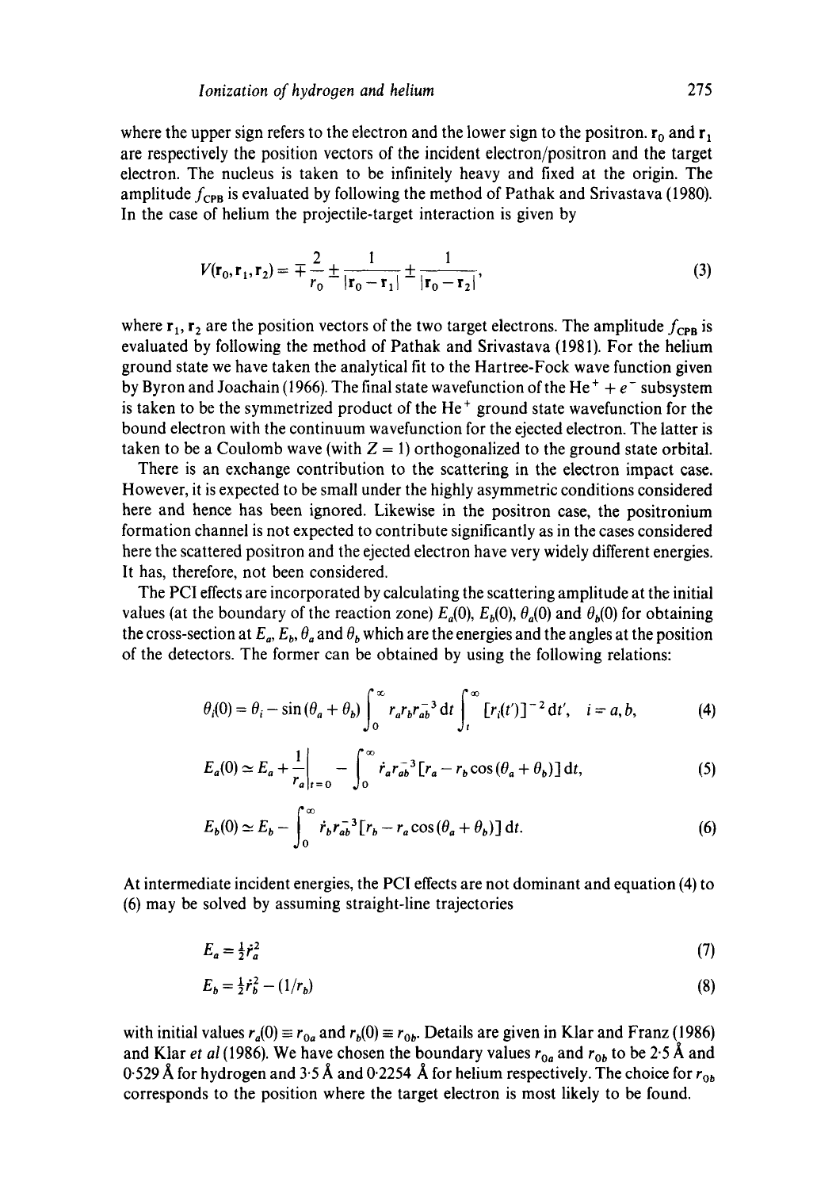where the upper sign refers to the electron and the lower sign to the positron. $\mathbf{r}_0$ and $\mathbf{r}_1$ are respectively the position vectors of the incident electron/positron and the target electron. The nucleus is taken to be infinitely heavy and fixed at the origin. The amplitude $f_{\text{CPB}}$ is evaluated by following the method of Pathak and Srivastava (1980). In the case of helium the projectile-target interaction is given by

$$V(\mathbf{r}_0, \mathbf{r}_1, \mathbf{r}_2) = \mp \frac{2}{r_0} \pm \frac{1}{|\mathbf{r}_0 - \mathbf{r}_1|} \pm \frac{1}{|\mathbf{r}_0 - \mathbf{r}_2|}, \tag{3}$$

where $\mathbf{r}_1$, $\mathbf{r}_2$ are the position vectors of the two target electrons. The amplitude $f_{\text{CPB}}$ is evaluated by following the method of Pathak and Srivastava (1981). For the helium ground state we have taken the analytical fit to the Hartree-Fock wave function given by Byron and Joachain (1966). The final state wavefunction of the $He^+ + e^-$ subsystem is taken to be the symmetrized product of the $He^+$ ground state wavefunction for the bound electron with the continuum wavefunction for the ejected electron. The latter is taken to be a Coulomb wave (with $Z = 1$) orthogonalized to the ground state orbital.

There is an exchange contribution to the scattering in the electron impact case. However, it is expected to be small under the highly asymmetric conditions considered here and hence has been ignored. Likewise in the positron case, the positronium formation channel is not expected to contribute significantly as in the cases considered here the scattered positron and the ejected electron have very widely different energies. It has, therefore, not been considered.

The PCI effects are incorporated by calculating the scattering amplitude at the initial values (at the boundary of the reaction zone) $E_a(0)$, $E_b(0)$, $\theta_a(0)$ and $\theta_b(0)$ for obtaining the cross-section at $E_a$, $E_b$, $\theta_a$ and $\theta_b$ which are the energies and the angles at the position of the detectors. The former can be obtained by using the following relations:

$$\theta_i(0) = \theta_i - \sin(\theta_a + \theta_b) \int_0^\infty r_a r_b r_{ab}^{-3} \, dt \int_t^\infty [r_i(t')]^{-2} \, dt', \quad i = a, b, \tag{4}$$

$$E_a(0) \simeq E_a + \frac{1}{r_a}\bigg|_{t=0} - \int_0^\infty \dot{r}_a r_{ab}^{-3} [r_a - r_b \cos(\theta_a + \theta_b)] \, dt, \tag{5}$$

$$E_b(0) \simeq E_b - \int_0^\infty \dot{r}_b r_{ab}^{-3} [r_b - r_a \cos(\theta_a + \theta_b)] \, dt. \tag{6}$$

At intermediate incident energies, the PCI effects are not dominant and equation (4) to (6) may be solved by assuming straight-line trajectories

$$E_a = \tfrac{1}{2} \dot{r}_a^2 \tag{7}$$

$$E_b = \tfrac{1}{2} \dot{r}_b^2 - (1/r_b) \tag{8}$$

with initial values $r_a(0) \equiv r_{0a}$ and $r_b(0) \equiv r_{0b}$. Details are given in Klar and Franz (1986) and Klar *et al* (1986). We have chosen the boundary values $r_{0a}$ and $r_{0b}$ to be 2·5 Å and 0·529 Å for hydrogen and 3·5 Å and 0·2254 Å for helium respectively. The choice for $r_{0b}$ corresponds to the position where the target electron is most likely to be found.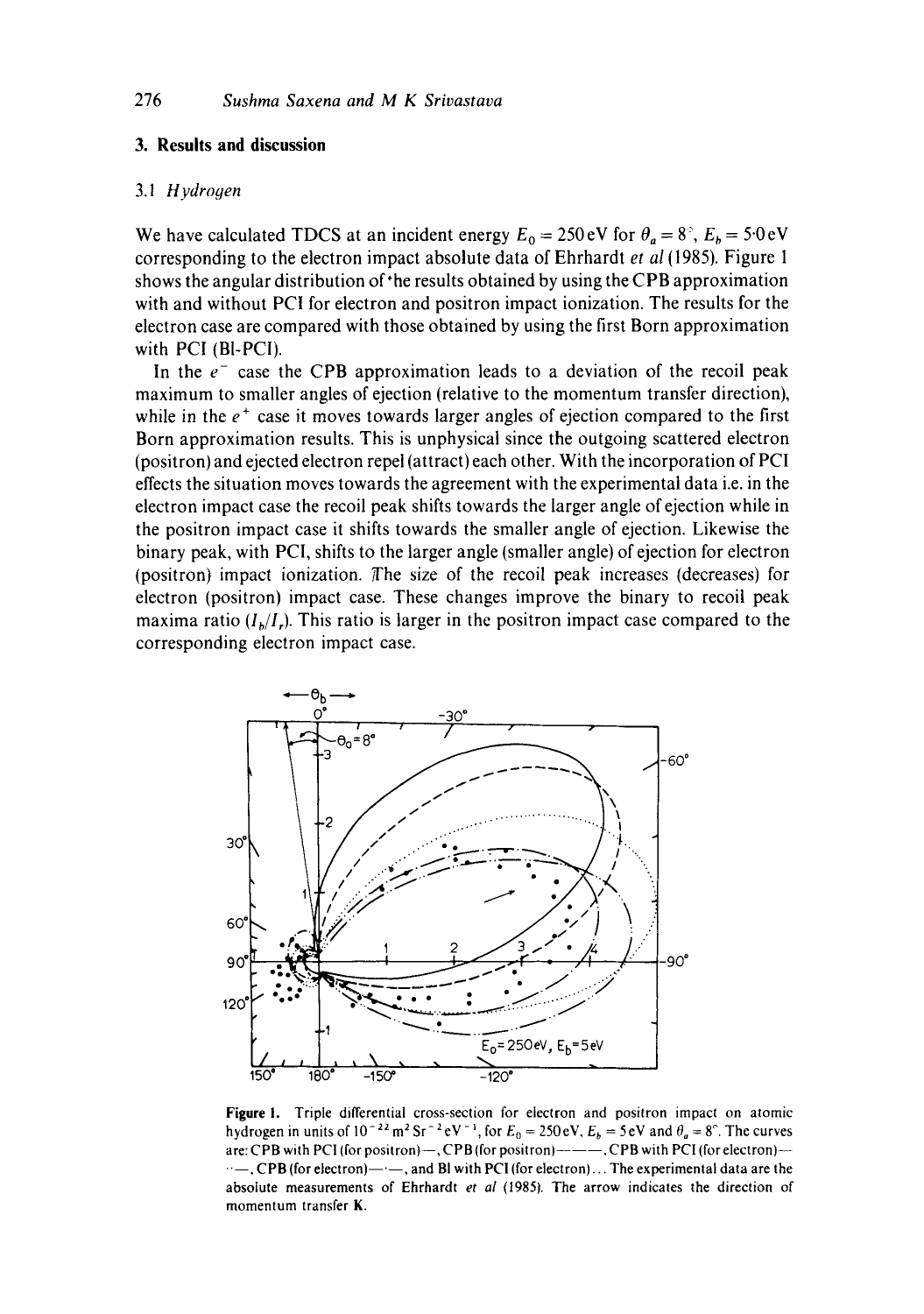## 3. Results and discussion

### 3.1 *Hydrogen*

We have calculated TDCS at an incident energy $E_0 = 250\,\text{eV}$ for $\theta_a = 8^\circ$, $E_b = 5{\cdot}0\,\text{eV}$ corresponding to the electron impact absolute data of Ehrhardt *et al* (1985). Figure 1 shows the angular distribution of the results obtained by using the CPB approximation with and without PCI for electron and positron impact ionization. The results for the electron case are compared with those obtained by using the first Born approximation with PCI (BI-PCI).

In the $e^-$ case the CPB approximation leads to a deviation of the recoil peak maximum to smaller angles of ejection (relative to the momentum transfer direction), while in the $e^+$ case it moves towards larger angles of ejection compared to the first Born approximation results. This is unphysical since the outgoing scattered electron (positron) and ejected electron repel (attract) each other. With the incorporation of PCI effects the situation moves towards the agreement with the experimental data i.e. in the electron impact case the recoil peak shifts towards the larger angle of ejection while in the positron impact case it shifts towards the smaller angle of ejection. Likewise the binary peak, with PCI, shifts to the larger angle (smaller angle) of ejection for electron (positron) impact ionization. The size of the recoil peak increases (decreases) for electron (positron) impact case. These changes improve the binary to recoil peak maxima ratio ($I_b/I_r$). This ratio is larger in the positron impact case compared to the corresponding electron impact case.

**Figure 1.** Triple differential cross-section for electron and positron impact on atomic hydrogen in units of $10^{-22}\,\text{m}^2\,\text{Sr}^{-2}\,\text{eV}^{-1}$, for $E_0 = 250\,\text{eV}$, $E_b = 5\,\text{eV}$ and $\theta_a = 8^\circ$. The curves are: CPB with PCI (for positron)—, CPB (for positron)– – – –, CPB with PCI (for electron)– · · –, CPB (for electron)—·—, and BI with PCI (for electron)... The experimental data are the absolute measurements of Ehrhardt *et al* (1985). The arrow indicates the direction of momentum transfer **K**.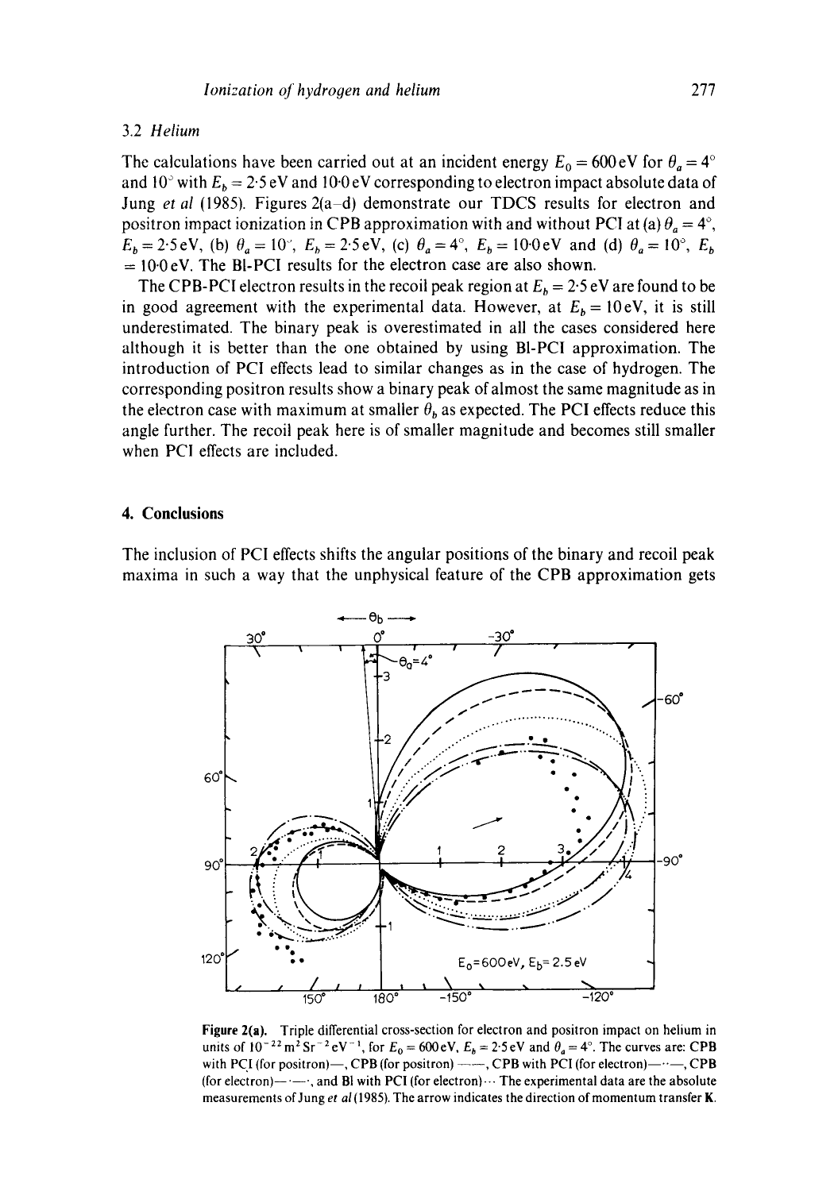### 3.2 *Helium*

The calculations have been carried out at an incident energy $E_0 = 600\,\text{eV}$ for $\theta_a = 4°$ and $10°$ with $E_b = 2{\cdot}5\,\text{eV}$ and $10{\cdot}0\,\text{eV}$ corresponding to electron impact absolute data of Jung *et al* (1985). Figures 2(a–d) demonstrate our TDCS results for electron and positron impact ionization in CPB approximation with and without PCI at (a) $\theta_a = 4°$, $E_b = 2{\cdot}5\,\text{eV}$, (b) $\theta_a = 10°$, $E_b = 2{\cdot}5\,\text{eV}$, (c) $\theta_a = 4°$, $E_b = 10{\cdot}0\,\text{eV}$ and (d) $\theta_a = 10°$, $E_b = 10{\cdot}0\,\text{eV}$. The BI-PCI results for the electron case are also shown.

The CPB-PCI electron results in the recoil peak region at $E_b = 2{\cdot}5\,\text{eV}$ are found to be in good agreement with the experimental data. However, at $E_b = 10\,\text{eV}$, it is still underestimated. The binary peak is overestimated in all the cases considered here although it is better than the one obtained by using BI-PCI approximation. The introduction of PCI effects lead to similar changes as in the case of hydrogen. The corresponding positron results show a binary peak of almost the same magnitude as in the electron case with maximum at smaller $\theta_b$ as expected. The PCI effects reduce this angle further. The recoil peak here is of smaller magnitude and becomes still smaller when PCI effects are included.

## 4. Conclusions

The inclusion of PCI effects shifts the angular positions of the binary and recoil peak maxima in such a way that the unphysical feature of the CPB approximation gets

**Figure 2(a).** Triple differential cross-section for electron and positron impact on helium in units of $10^{-22}\,\text{m}^2\,\text{Sr}^{-2}\,\text{eV}^{-1}$, for $E_0 = 600\,\text{eV}$, $E_b = 2{\cdot}5\,\text{eV}$ and $\theta_a = 4°$. The curves are: CPB with PCI (for positron) —, CPB (for positron) – – –, CPB with PCI (for electron) —··—, CPB (for electron) —·—·, and BI with PCI (for electron) ··· The experimental data are the absolute measurements of Jung *et al* (1985). The arrow indicates the direction of momentum transfer **K**.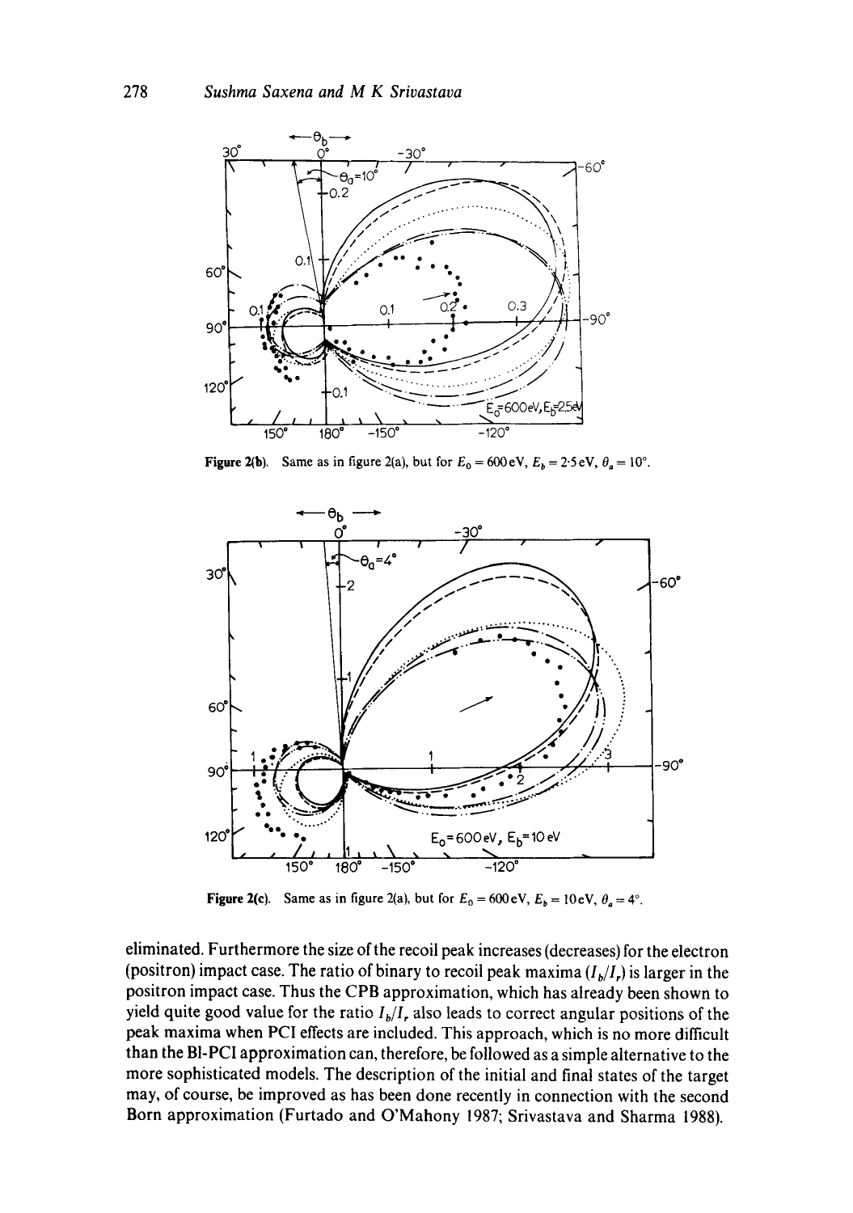Figure 2(b). Same as in figure 2(a), but for $E_0 = 600\,\text{eV}$, $E_b = 2{\cdot}5\,\text{eV}$, $\theta_a = 10°$.

Figure 2(c). Same as in figure 2(a), but for $E_0 = 600\,\text{eV}$, $E_b = 10\,\text{eV}$, $\theta_a = 4°$.

eliminated. Furthermore the size of the recoil peak increases (decreases) for the electron (positron) impact case. The ratio of binary to recoil peak maxima ($I_b/I_r$) is larger in the positron impact case. Thus the CPB approximation, which has already been shown to yield quite good value for the ratio $I_b/I_r$ also leads to correct angular positions of the peak maxima when PCI effects are included. This approach, which is no more difficult than the BI-PCI approximation can, therefore, be followed as a simple alternative to the more sophisticated models. The description of the initial and final states of the target may, of course, be improved as has been done recently in connection with the second Born approximation (Furtado and O'Mahony 1987; Srivastava and Sharma 1988).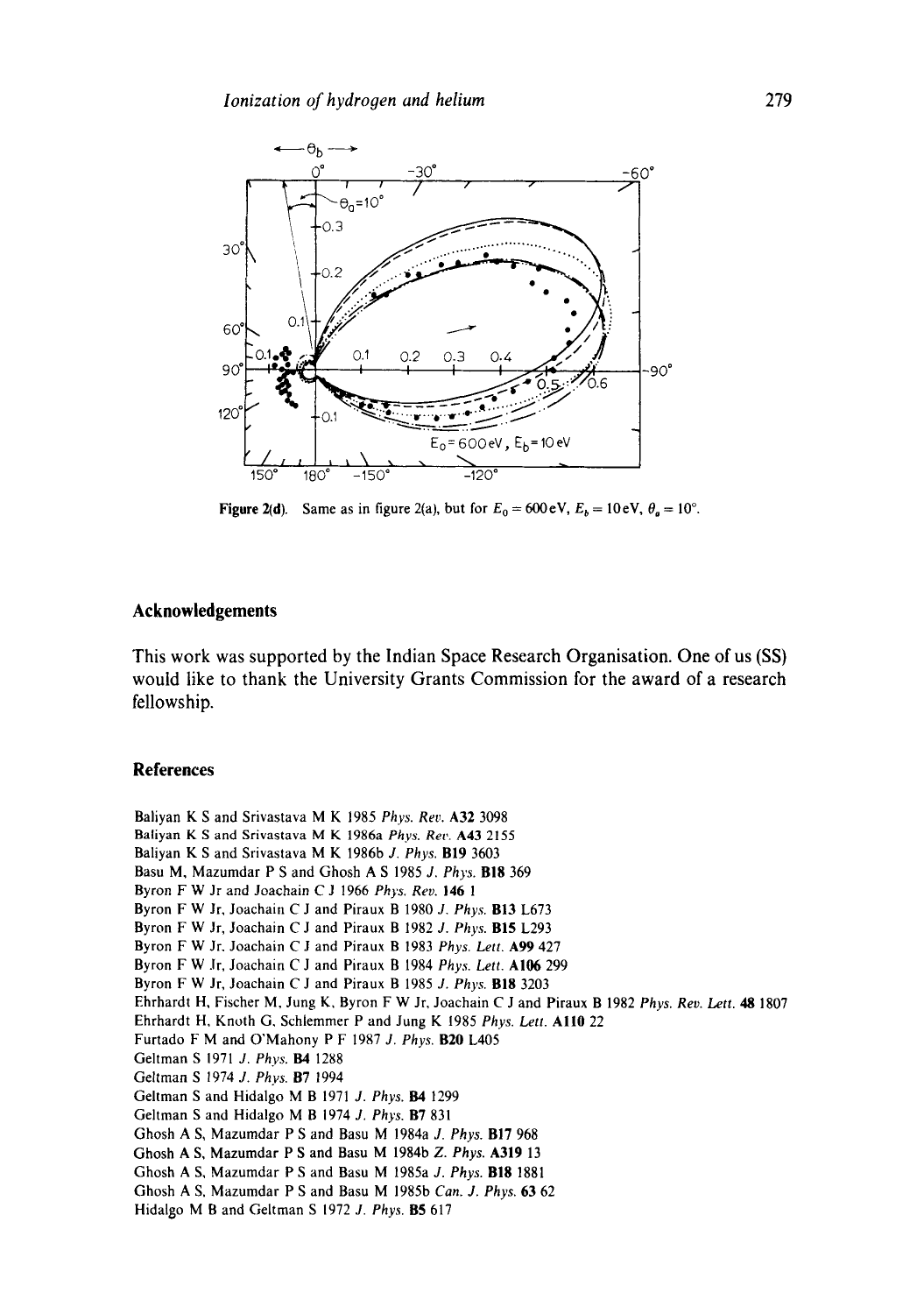**Figure 2(d).** Same as in figure 2(a), but for $E_0 = 600\,\mathrm{eV}$, $E_b = 10\,\mathrm{eV}$, $\theta_a = 10°$.

## Acknowledgements

This work was supported by the Indian Space Research Organisation. One of us (SS) would like to thank the University Grants Commission for the award of a research fellowship.

## References

Baliyan K S and Srivastava M K 1985 *Phys. Rev.* **A32** 3098
Baliyan K S and Srivastava M K 1986a *Phys. Rev.* **A43** 2155
Baliyan K S and Srivastava M K 1986b *J. Phys.* **B19** 3603
Basu M, Mazumdar P S and Ghosh A S 1985 *J. Phys.* **B18** 369
Byron F W Jr and Joachain C J 1966 *Phys. Rev.* **146** 1
Byron F W Jr, Joachain C J and Piraux B 1980 *J. Phys.* **B13** L673
Byron F W Jr, Joachain C J and Piraux B 1982 *J. Phys.* **B15** L293
Byron F W Jr, Joachain C J and Piraux B 1983 *Phys. Lett.* **A99** 427
Byron F W Jr, Joachain C J and Piraux B 1984 *Phys. Lett.* **A106** 299
Byron F W Jr, Joachain C J and Piraux B 1985 *J. Phys.* **B18** 3203
Ehrhardt H, Fischer M, Jung K, Byron F W Jr, Joachain C J and Piraux B 1982 *Phys. Rev. Lett.* **48** 1807
Ehrhardt H, Knoth G, Schlemmer P and Jung K 1985 *Phys. Lett.* **A110** 22
Furtado F M and O'Mahony P F 1987 *J. Phys.* **B20** L405
Geltman S 1971 *J. Phys.* **B4** 1288
Geltman S 1974 *J. Phys.* **B7** 1994
Geltman S and Hidalgo M B 1971 *J. Phys.* **B4** 1299
Geltman S and Hidalgo M B 1974 *J. Phys.* **B7** 831
Ghosh A S, Mazumdar P S and Basu M 1984a *J. Phys.* **B17** 968
Ghosh A S, Mazumdar P S and Basu M 1984b *Z. Phys.* **A319** 13
Ghosh A S, Mazumdar P S and Basu M 1985a *J. Phys.* **B18** 1881
Ghosh A S, Mazumdar P S and Basu M 1985b *Can. J. Phys.* **63** 62
Hidalgo M B and Geltman S 1972 *J. Phys.* **B5** 617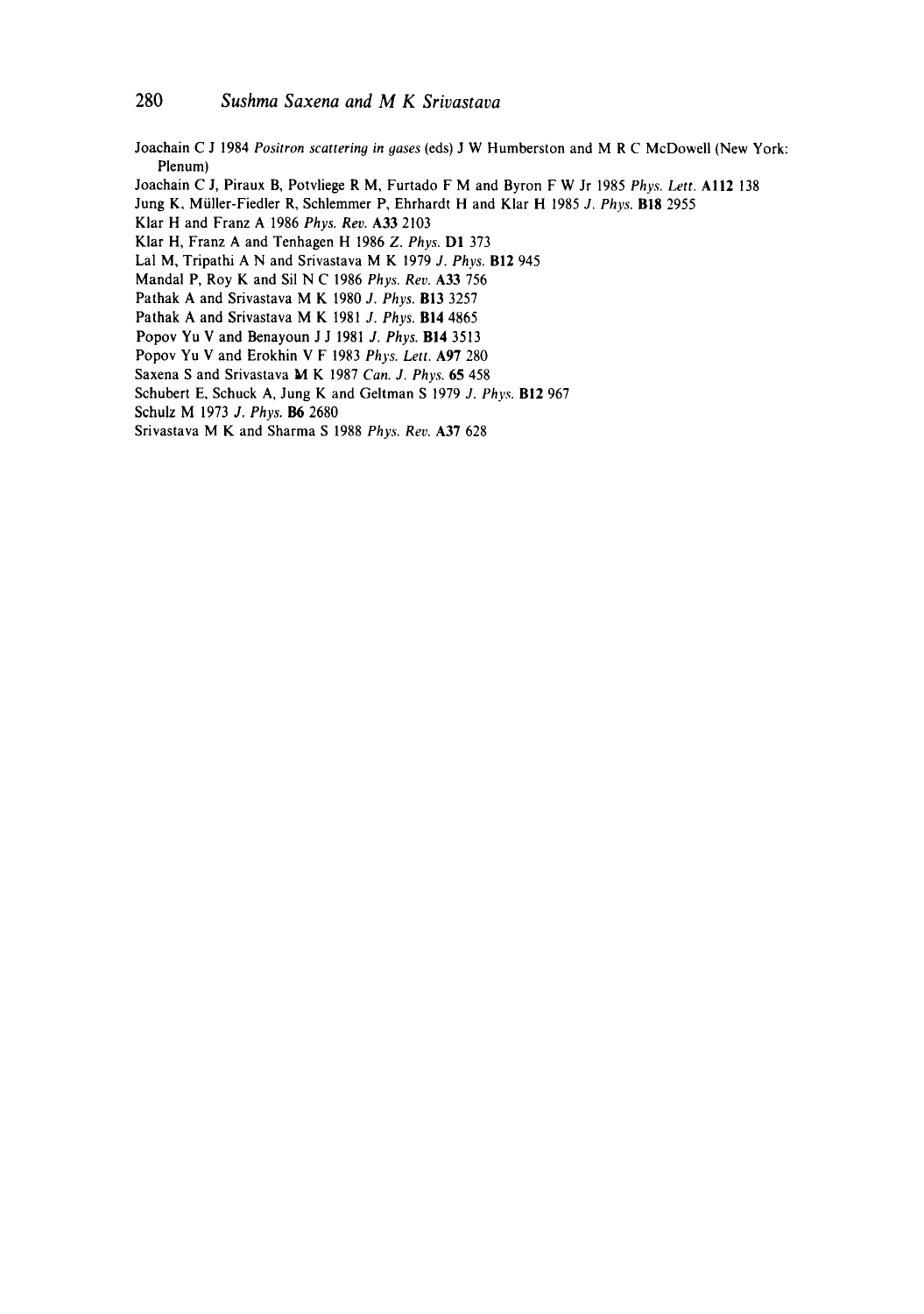Joachain C J 1984 *Positron scattering in gases* (eds) J W Humberston and M R C McDowell (New York: Plenum)

Joachain C J, Piraux B, Potvliege R M, Furtado F M and Byron F W Jr 1985 *Phys. Lett.* **A112** 138

Jung K, Müller-Fiedler R, Schlemmer P, Ehrhardt H and Klar H 1985 *J. Phys.* **B18** 2955

Klar H and Franz A 1986 *Phys. Rev.* **A33** 2103

Klar H, Franz A and Tenhagen H 1986 *Z. Phys.* **D1** 373

Lal M, Tripathi A N and Srivastava M K 1979 *J. Phys.* **B12** 945

Mandal P, Roy K and Sil N C 1986 *Phys. Rev.* **A33** 756

Pathak A and Srivastava M K 1980 *J. Phys.* **B13** 3257

Pathak A and Srivastava M K 1981 *J. Phys.* **B14** 4865

Popov Yu V and Benayoun J J 1981 *J. Phys.* **B14** 3513

Popov Yu V and Erokhin V F 1983 *Phys. Lett.* **A97** 280

Saxena S and Srivastava M K 1987 *Can. J. Phys.* **65** 458

Schubert E, Schuck A, Jung K and Geltman S 1979 *J. Phys.* **B12** 967

Schulz M 1973 *J. Phys.* **B6** 2680

Srivastava M K and Sharma S 1988 *Phys. Rev.* **A37** 628